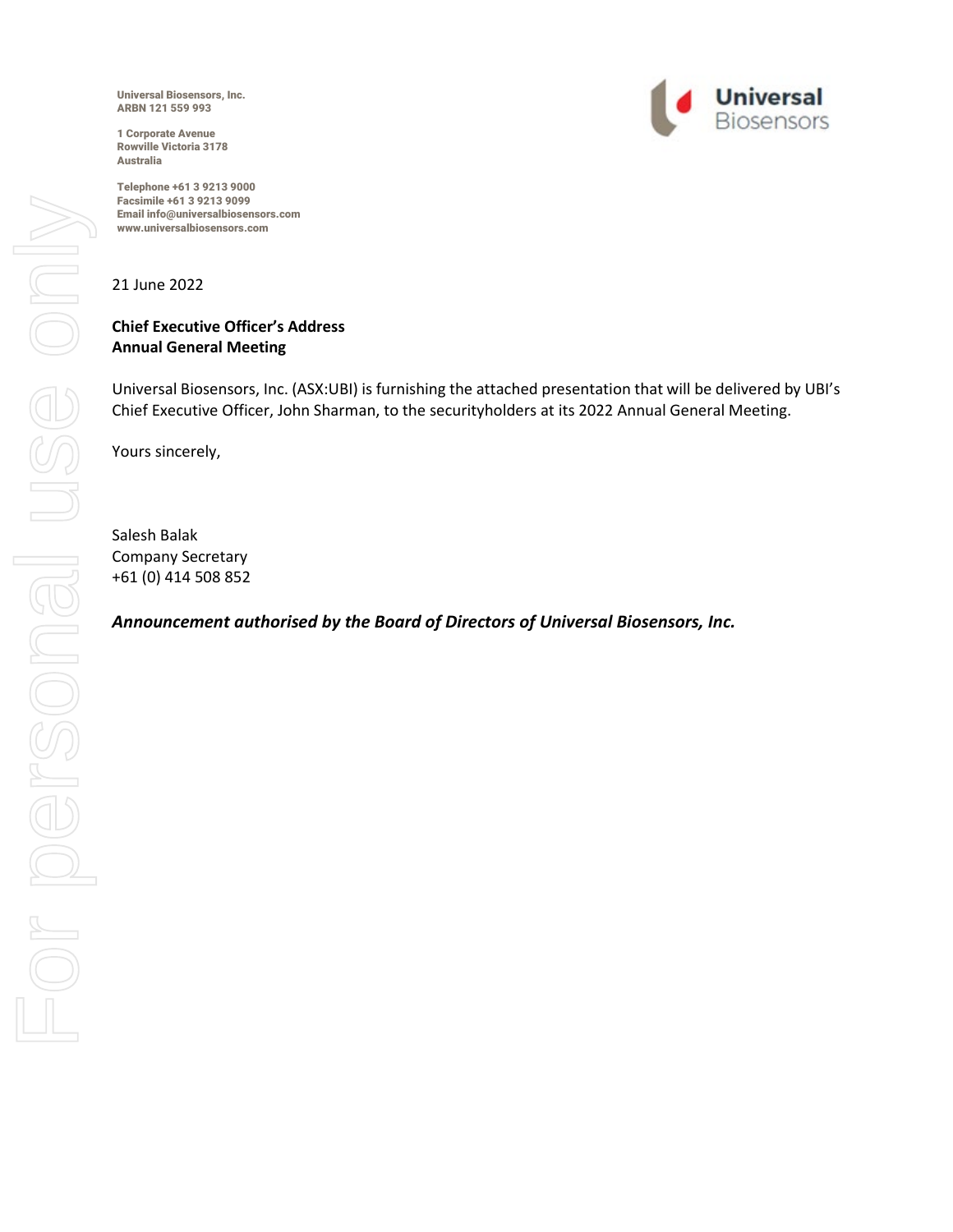Universal Biosensors, Inc.
ARBN 121 559 993

1 Corporate Avenue
Rowville Victoria 3178
Australia

Telephone +61 3 9213 9000
Facsimile +61 3 9213 9099
Email info@universalbiosensors.com
www.universalbiosensors.com

21 June 2022

**Chief Executive Officer's Address**
**Annual General Meeting**

Universal Biosensors, Inc. (ASX:UBI) is furnishing the attached presentation that will be delivered by UBI's Chief Executive Officer, John Sharman, to the securityholders at its 2022 Annual General Meeting.

Yours sincerely,

Salesh Balak
Company Secretary
+61 (0) 414 508 852

***Announcement authorised by the Board of Directors of Universal Biosensors, Inc.***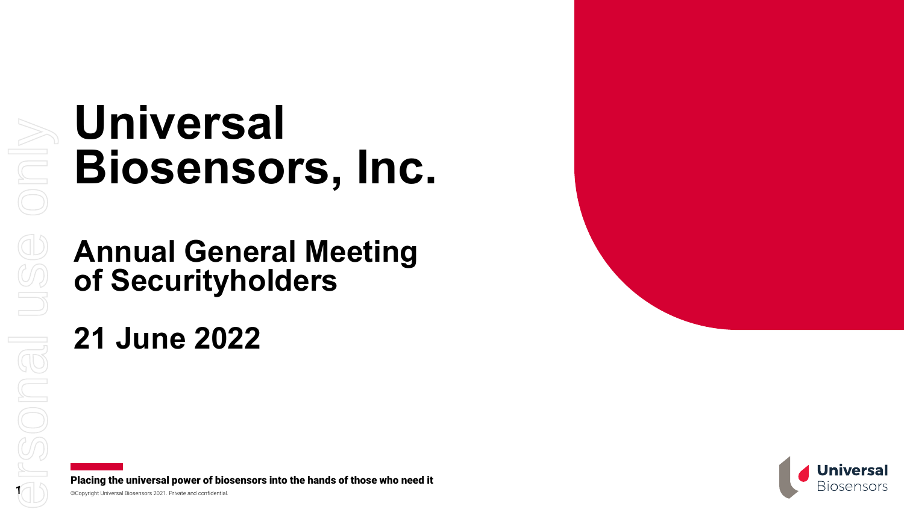# Universal Biosensors, Inc.

## Annual General Meeting of Securityholders

## 21 June 2022

**Placing the universal power of biosensors into the hands of those who need it**

©Copyright Universal Biosensors 2021. Private and confidential.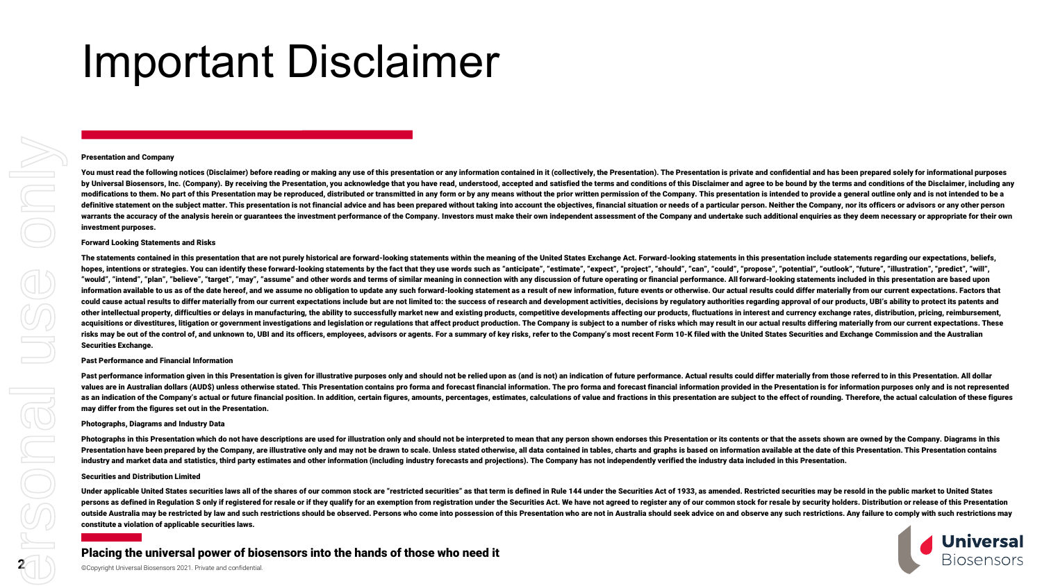# Important Disclaimer

**Presentation and Company**

**You must read the following notices (Disclaimer) before reading or making any use of this presentation or any information contained in it (collectively, the Presentation). The Presentation is private and confidential and has been prepared solely for informational purposes by Universal Biosensors, Inc. (Company). By receiving the Presentation, you acknowledge that you have read, understood, accepted and satisfied the terms and conditions of this Disclaimer and agree to be bound by the terms and conditions of the Disclaimer, including any modifications to them. No part of this Presentation may be reproduced, distributed or transmitted in any form or by any means without the prior written permission of the Company. This presentation is intended to provide a general outline only and is not intended to be a definitive statement on the subject matter. This presentation is not financial advice and has been prepared without taking into account the objectives, financial situation or needs of a particular person. Neither the Company, nor its officers or advisors or any other person warrants the accuracy of the analysis herein or guarantees the investment performance of the Company. Investors must make their own independent assessment of the Company and undertake such additional enquiries as they deem necessary or appropriate for their own investment purposes.**

**Forward Looking Statements and Risks**

**The statements contained in this presentation that are not purely historical are forward-looking statements within the meaning of the United States Exchange Act. Forward-looking statements in this presentation include statements regarding our expectations, beliefs, hopes, intentions or strategies. You can identify these forward-looking statements by the fact that they use words such as "anticipate", "estimate", "expect", "project", "should", "can", "could", "propose", "potential", "outlook", "future", "illustration", "predict", "will", "would", "intend", "plan", "believe", "target", "may", "assume" and other words and terms of similar meaning in connection with any discussion of future operating or financial performance. All forward-looking statements included in this presentation are based upon information available to us as of the date hereof, and we assume no obligation to update any such forward-looking statement as a result of new information, future events or otherwise. Our actual results could differ materially from our current expectations. Factors that could cause actual results to differ materially from our current expectations include but are not limited to: the success of research and development activities, decisions by regulatory authorities regarding approval of our products, UBI's ability to protect its patents and other intellectual property, difficulties or delays in manufacturing, the ability to successfully market new and existing products, competitive developments affecting our products, fluctuations in interest and currency exchange rates, distribution, pricing, reimbursement, acquisitions or divestitures, litigation or government investigations and legislation or regulations that affect product production. The Company is subject to a number of risks which may result in our actual results differing materially from our current expectations. These risks may be out of the control of, and unknown to, UBI and its officers, employees, advisors or agents. For a summary of key risks, refer to the Company's most recent Form 10-K filed with the United States Securities and Exchange Commission and the Australian Securities Exchange.**

**Past Performance and Financial Information**

**Past performance information given in this Presentation is given for illustrative purposes only and should not be relied upon as (and is not) an indication of future performance. Actual results could differ materially from those referred to in this Presentation. All dollar values are in Australian dollars (AUD$) unless otherwise stated. This Presentation contains pro forma and forecast financial information. The pro forma and forecast financial information provided in the Presentation is for information purposes only and is not represented as an indication of the Company's actual or future financial position. In addition, certain figures, amounts, percentages, estimates, calculations of value and fractions in this presentation are subject to the effect of rounding. Therefore, the actual calculation of these figures may differ from the figures set out in the Presentation.**

**Photographs, Diagrams and Industry Data**

**Photographs in this Presentation which do not have descriptions are used for illustration only and should not be interpreted to mean that any person shown endorses this Presentation or its contents or that the assets shown are owned by the Company. Diagrams in this Presentation have been prepared by the Company, are illustrative only and may not be drawn to scale. Unless stated otherwise, all data contained in tables, charts and graphs is based on information available at the date of this Presentation. This Presentation contains industry and market data and statistics, third party estimates and other information (including industry forecasts and projections). The Company has not independently verified the industry data included in this Presentation.**

**Securities and Distribution Limited**

**Under applicable United States securities laws all of the shares of our common stock are "restricted securities" as that term is defined in Rule 144 under the Securities Act of 1933, as amended. Restricted securities may be resold in the public market to United States persons as defined in Regulation S only if registered for resale or if they qualify for an exemption from registration under the Securities Act. We have not agreed to register any of our common stock for resale by security holders. Distribution or release of this Presentation outside Australia may be restricted by law and such restrictions should be observed. Persons who come into possession of this Presentation who are not in Australia should seek advice on and observe any such restrictions. Any failure to comply with such restrictions may constitute a violation of applicable securities laws.**

**Placing the universal power of biosensors into the hands of those who need it**

©Copyright Universal Biosensors 2021. Private and confidential.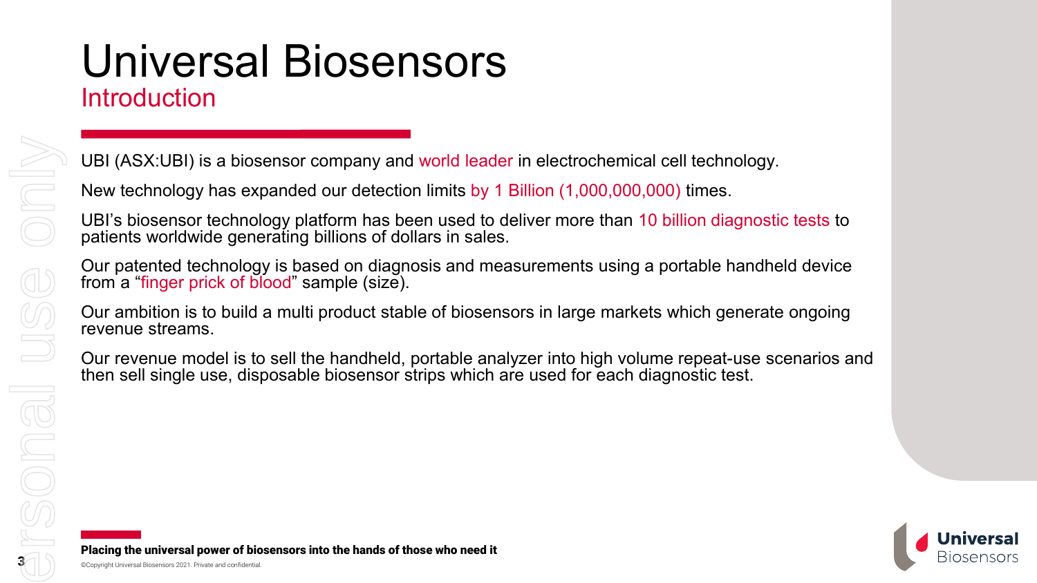# Universal Biosensors

## Introduction

UBI (ASX:UBI) is a biosensor company and world leader in electrochemical cell technology.

New technology has expanded our detection limits by 1 Billion (1,000,000,000) times.

UBI's biosensor technology platform has been used to deliver more than 10 billion diagnostic tests to patients worldwide generating billions of dollars in sales.

Our patented technology is based on diagnosis and measurements using a portable handheld device from a "finger prick of blood" sample (size).

Our ambition is to build a multi product stable of biosensors in large markets which generate ongoing revenue streams.

Our revenue model is to sell the handheld, portable analyzer into high volume repeat-use scenarios and then sell single use, disposable biosensor strips which are used for each diagnostic test.

**Placing the universal power of biosensors into the hands of those who need it**

©Copyright Universal Biosensors 2021. Private and confidential.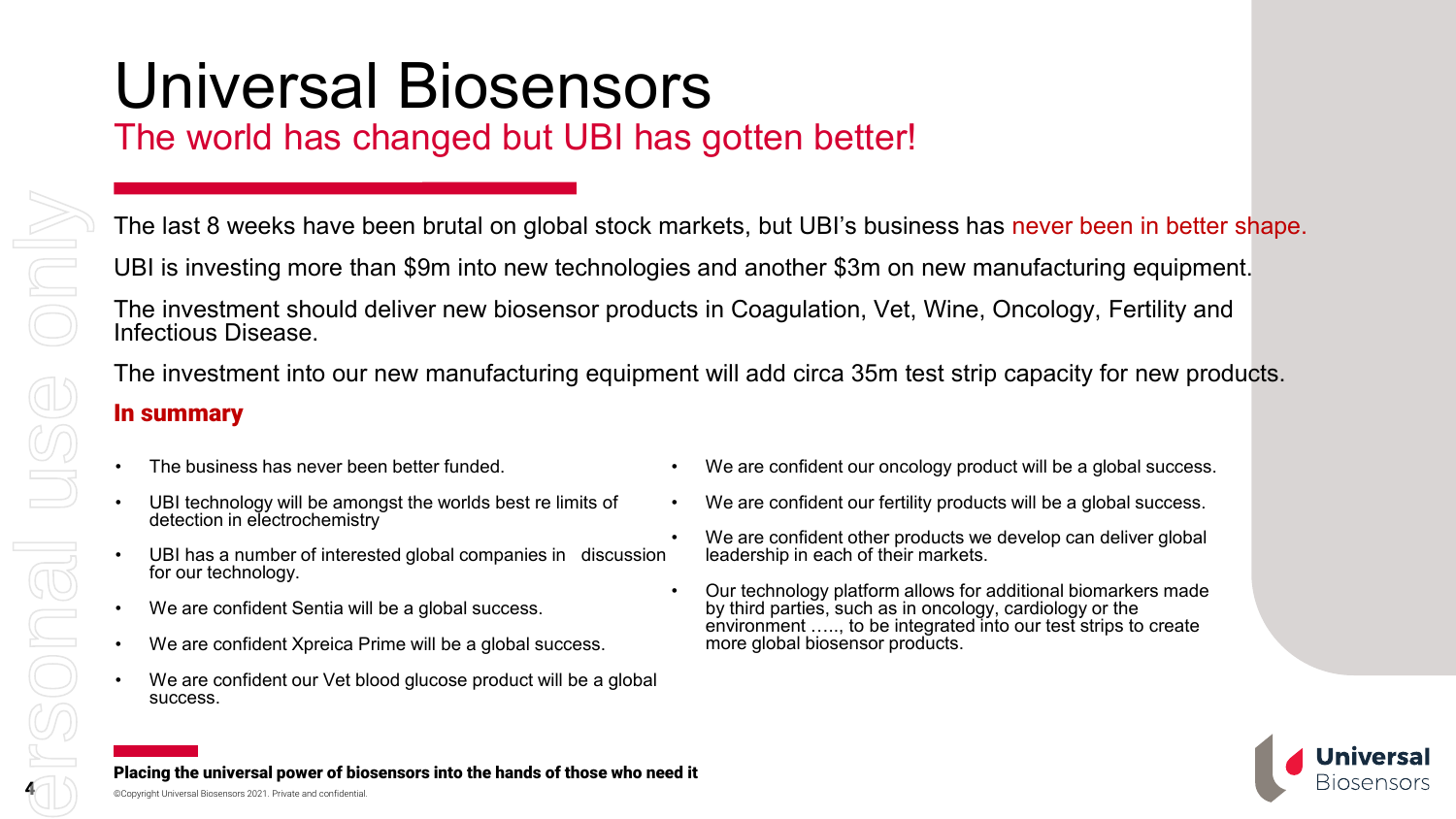# Universal Biosensors

## The world has changed but UBI has gotten better!

The last 8 weeks have been brutal on global stock markets, but UBI's business has never been in better shape.

UBI is investing more than $9m into new technologies and another $3m on new manufacturing equipment.

The investment should deliver new biosensor products in Coagulation, Vet, Wine, Oncology, Fertility and Infectious Disease.

The investment into our new manufacturing equipment will add circa 35m test strip capacity for new products.

**In summary**

- The business has never been better funded.
- UBI technology will be amongst the worlds best re limits of detection in electrochemistry
- UBI has a number of interested global companies in discussion for our technology.
- We are confident Sentia will be a global success.
- We are confident Xpreica Prime will be a global success.
- We are confident our Vet blood glucose product will be a global success.
- We are confident our oncology product will be a global success.
- We are confident our fertility products will be a global success.
- We are confident other products we develop can deliver global leadership in each of their markets.
- Our technology platform allows for additional biomarkers made by third parties, such as in oncology, cardiology or the environment ….., to be integrated into our test strips to create more global biosensor products.

**Placing the universal power of biosensors into the hands of those who need it**

©Copyright Universal Biosensors 2021. Private and confidential.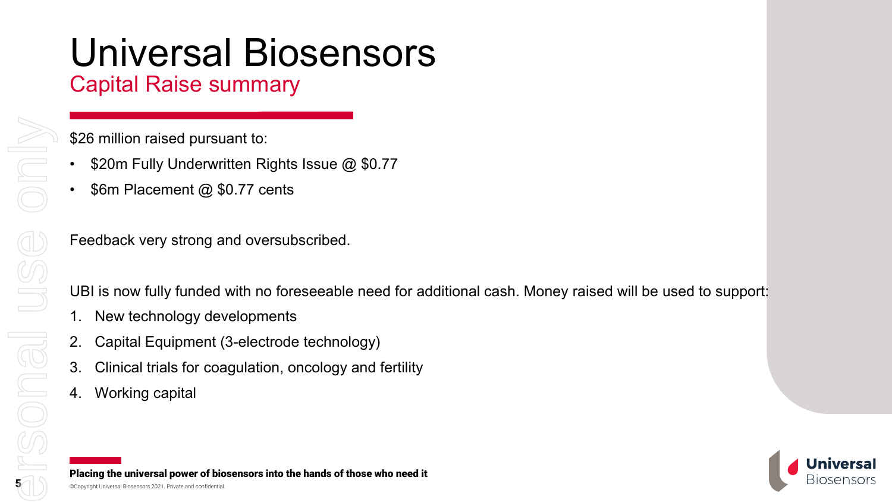# Universal Biosensors

## Capital Raise summary

$26 million raised pursuant to:

- $20m Fully Underwritten Rights Issue @ $0.77
- $6m Placement @ $0.77 cents

Feedback very strong and oversubscribed.

UBI is now fully funded with no foreseeable need for additional cash. Money raised will be used to support:

1. New technology developments
2. Capital Equipment (3-electrode technology)
3. Clinical trials for coagulation, oncology and fertility
4. Working capital

**Placing the universal power of biosensors into the hands of those who need it**

©Copyright Universal Biosensors 2021. Private and confidential.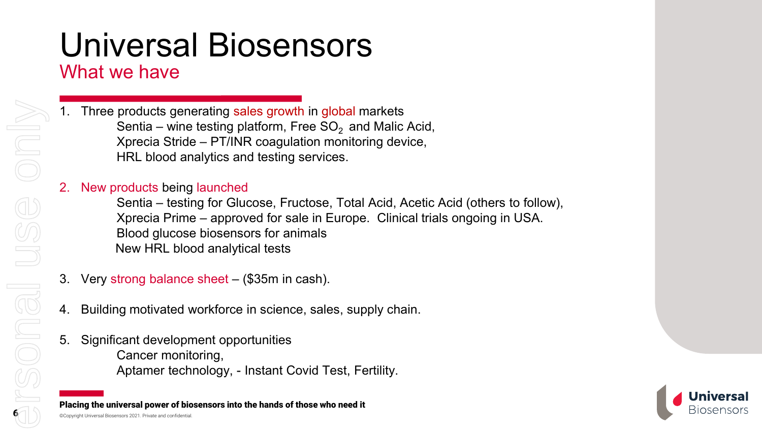# Universal Biosensors

## What we have

1. Three products generating sales growth in global markets
   - Sentia – wine testing platform, Free $SO_2$ and Malic Acid,
   - Xprecia Stride – PT/INR coagulation monitoring device,
   - HRL blood analytics and testing services.

2. New products being launched
   - Sentia – testing for Glucose, Fructose, Total Acid, Acetic Acid (others to follow),
   - Xprecia Prime – approved for sale in Europe. Clinical trials ongoing in USA.
   - Blood glucose biosensors for animals
   - New HRL blood analytical tests

3. Very strong balance sheet – ($35m in cash).

4. Building motivated workforce in science, sales, supply chain.

5. Significant development opportunities
   - Cancer monitoring,
   - Aptamer technology, - Instant Covid Test, Fertility.

**Placing the universal power of biosensors into the hands of those who need it**

©Copyright Universal Biosensors 2021. Private and confidential.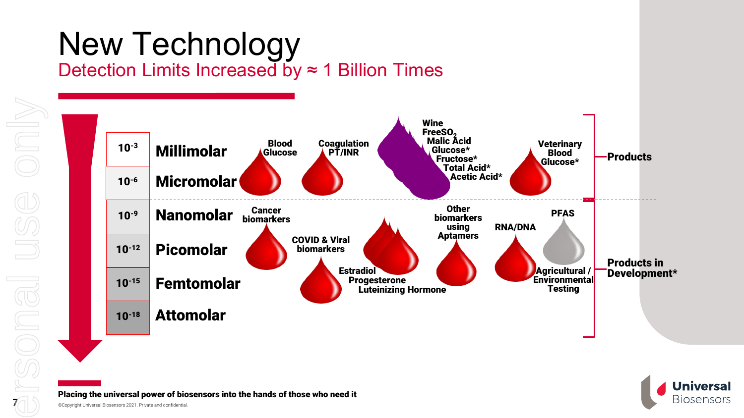# New Technology

## Detection Limits Increased by ≈ 1 Billion Times

| Concentration | Unit |
| --- | --- |
| $10^{-3}$ | Millimolar |
| $10^{-6}$ | Micromolar |
| $10^{-9}$ | Nanomolar |
| $10^{-12}$ | Picomolar |
| $10^{-15}$ | Femtomolar |
| $10^{-18}$ | Attomolar |

**Products**

- Blood Glucose
- Coagulation PT/INR
- Wine: Free$SO_2$, Malic Acid, Glucose*, Fructose*, Total Acid*, Acetic Acid*
- Veterinary Blood Glucose*

**Products in Development***

- Cancer biomarkers
- COVID & Viral biomarkers
- Estradiol, Progesterone, Luteinizing Hormone
- Other biomarkers using Aptamers
- RNA/DNA
- PFAS
- Agricultural / Environmental Testing

**Placing the universal power of biosensors into the hands of those who need it**

©Copyright Universal Biosensors 2021. Private and confidential.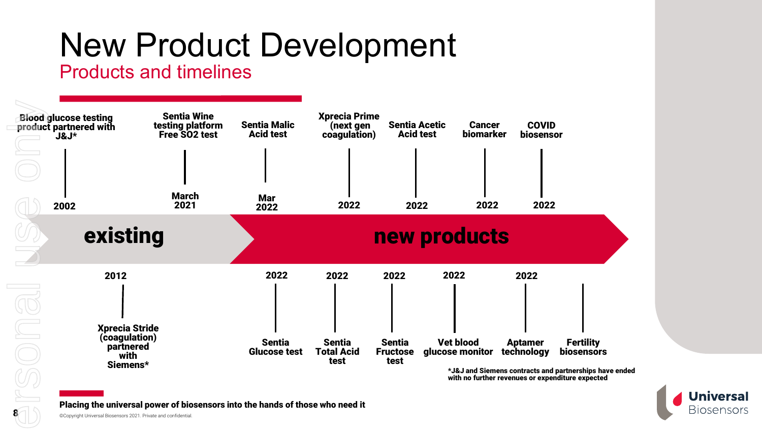# New Product Development

## Products and timelines

**existing**

- **Blood glucose testing product partnered with J&J*** — 2002
- **Xprecia Stride (coagulation) partnered with Siemens*** — 2012
- **Sentia Wine testing platform Free SO2 test** — March 2021

**new products**

- **Sentia Malic Acid test** — Mar 2022
- **Sentia Glucose test** — 2022
- **Xprecia Prime (next gen coagulation)** — 2022
- **Sentia Total Acid test** — 2022
- **Sentia Fructose test** — 2022
- **Sentia Acetic Acid test** — 2022
- **Vet blood glucose monitor** — 2022
- **Cancer biomarker** — 2022
- **Aptamer technology** — 2022
- **COVID biosensor** — 2022
- **Fertility biosensors**

***J&J and Siemens contracts and partnerships have ended with no further revenues or expenditure expected**

**Placing the universal power of biosensors into the hands of those who need it**

©Copyright Universal Biosensors 2021. Private and confidential.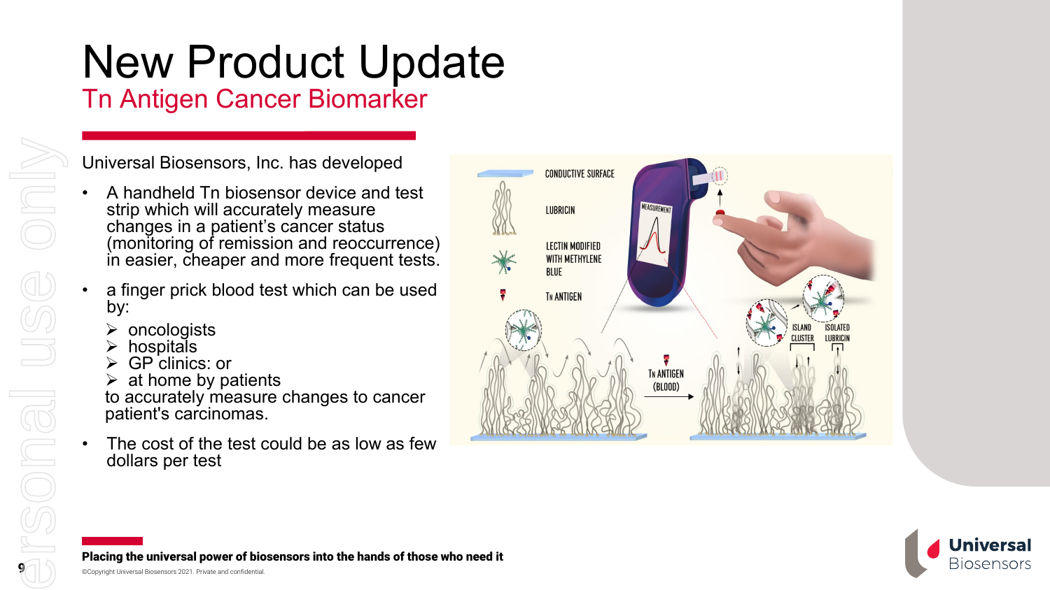# New Product Update

## Tn Antigen Cancer Biomarker

Universal Biosensors, Inc. has developed

- A handheld Tn biosensor device and test strip which will accurately measure changes in a patient's cancer status (monitoring of remission and reoccurrence) in easier, cheaper and more frequent tests.
- a finger prick blood test which can be used by:
  - oncologists
  - hospitals
  - GP clinics: or
  - at home by patients

  to accurately measure changes to cancer patient's carcinomas.
- The cost of the test could be as low as few dollars per test

CONDUCTIVE SURFACE

LUBRICIN

LECTIN MODIFIED WITH METHYLENE BLUE

Tn ANTIGEN

MEASUREMENT

Tn ANTIGEN (BLOOD)

ISLAND CLUSTER

ISOLATED LUBRICIN

**Placing the universal power of biosensors into the hands of those who need it**

©Copyright Universal Biosensors 2021. Private and confidential.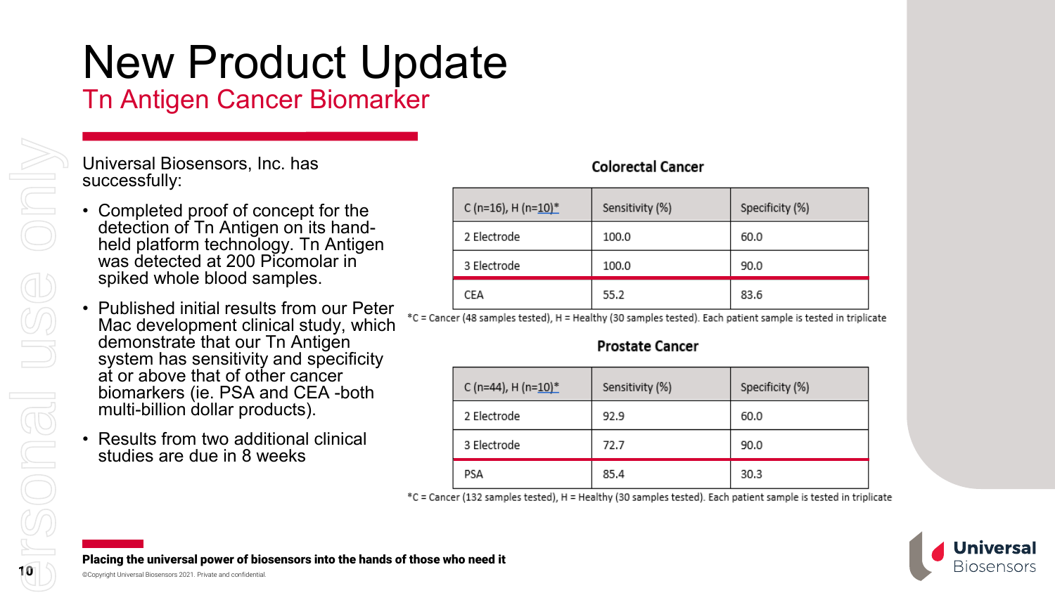# New Product Update

## Tn Antigen Cancer Biomarker

Universal Biosensors, Inc. has successfully:

- Completed proof of concept for the detection of Tn Antigen on its hand-held platform technology. Tn Antigen was detected at 200 Picomolar in spiked whole blood samples.
- Published initial results from our Peter Mac development clinical study, which demonstrate that our Tn Antigen system has sensitivity and specificity at or above that of other cancer biomarkers (ie. PSA and CEA -both multi-billion dollar products).
- Results from two additional clinical studies are due in 8 weeks

### Colorectal Cancer

| C (n=16), H (n=10)* | Sensitivity (%) | Specificity (%) |
|---|---|---|
| 2 Electrode | 100.0 | 60.0 |
| 3 Electrode | 100.0 | 90.0 |
| CEA | 55.2 | 83.6 |

*C = Cancer (48 samples tested), H = Healthy (30 samples tested). Each patient sample is tested in triplicate

### Prostate Cancer

| C (n=44), H (n=10)* | Sensitivity (%) | Specificity (%) |
|---|---|---|
| 2 Electrode | 92.9 | 60.0 |
| 3 Electrode | 72.7 | 90.0 |
| PSA | 85.4 | 30.3 |

*C = Cancer (132 samples tested), H = Healthy (30 samples tested). Each patient sample is tested in triplicate

**Placing the universal power of biosensors into the hands of those who need it**

©Copyright Universal Biosensors 2021. Private and confidential.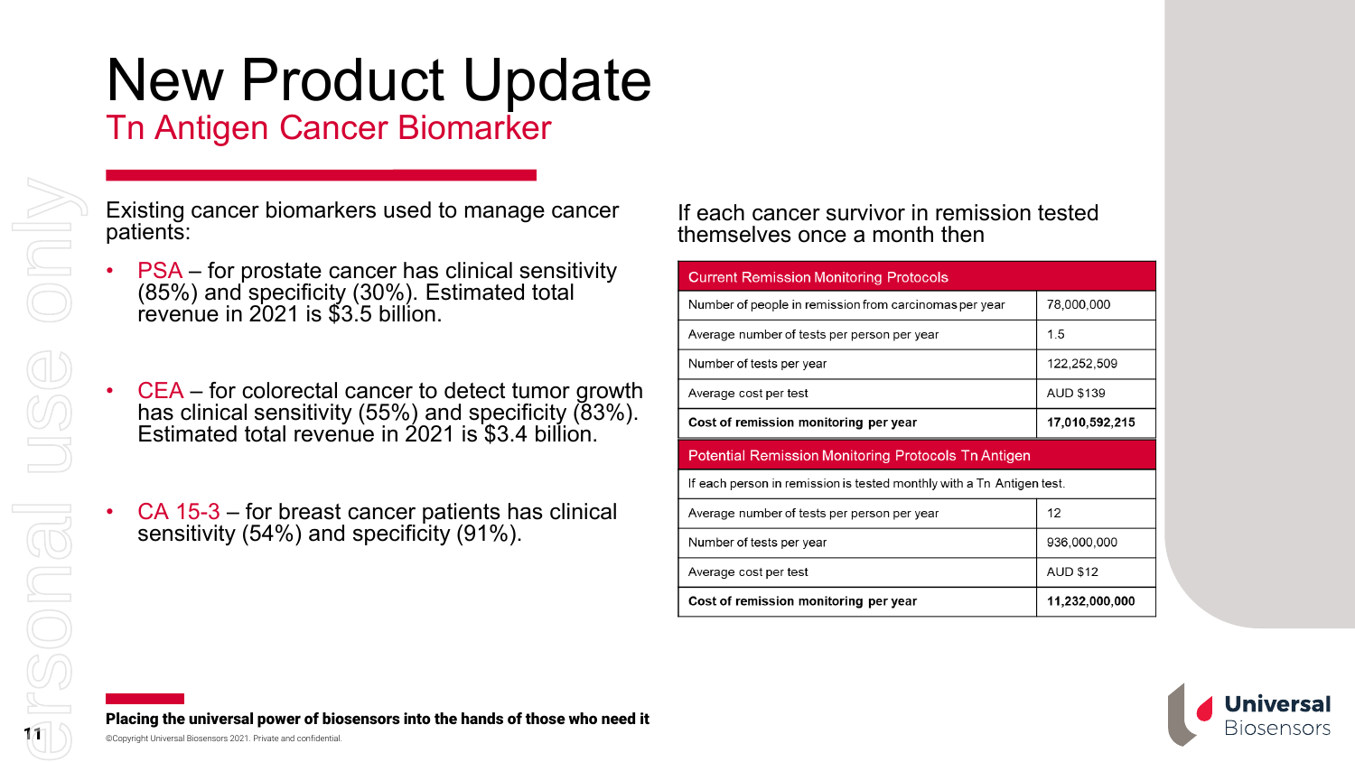# New Product Update

## Tn Antigen Cancer Biomarker

Existing cancer biomarkers used to manage cancer patients:

- PSA – for prostate cancer has clinical sensitivity (85%) and specificity (30%). Estimated total revenue in 2021 is $3.5 billion.
- CEA – for colorectal cancer to detect tumor growth has clinical sensitivity (55%) and specificity (83%). Estimated total revenue in 2021 is $3.4 billion.
- CA 15-3 – for breast cancer patients has clinical sensitivity (54%) and specificity (91%).

If each cancer survivor in remission tested themselves once a month then

| Current Remission Monitoring Protocols | |
|---|---|
| Number of people in remission from carcinomas per year | 78,000,000 |
| Average number of tests per person per year | 1.5 |
| Number of tests per year | 122,252,509 |
| Average cost per test | AUD $139 |
| **Cost of remission monitoring per year** | **17,010,592,215** |
| **Potential Remission Monitoring Protocols Tn Antigen** | |
| If each person in remission is tested monthly with a Tn Antigen test. | |
| Average number of tests per person per year | 12 |
| Number of tests per year | 936,000,000 |
| Average cost per test | AUD $12 |
| **Cost of remission monitoring per year** | **11,232,000,000** |

**Placing the universal power of biosensors into the hands of those who need it**

©Copyright Universal Biosensors 2021. Private and confidential.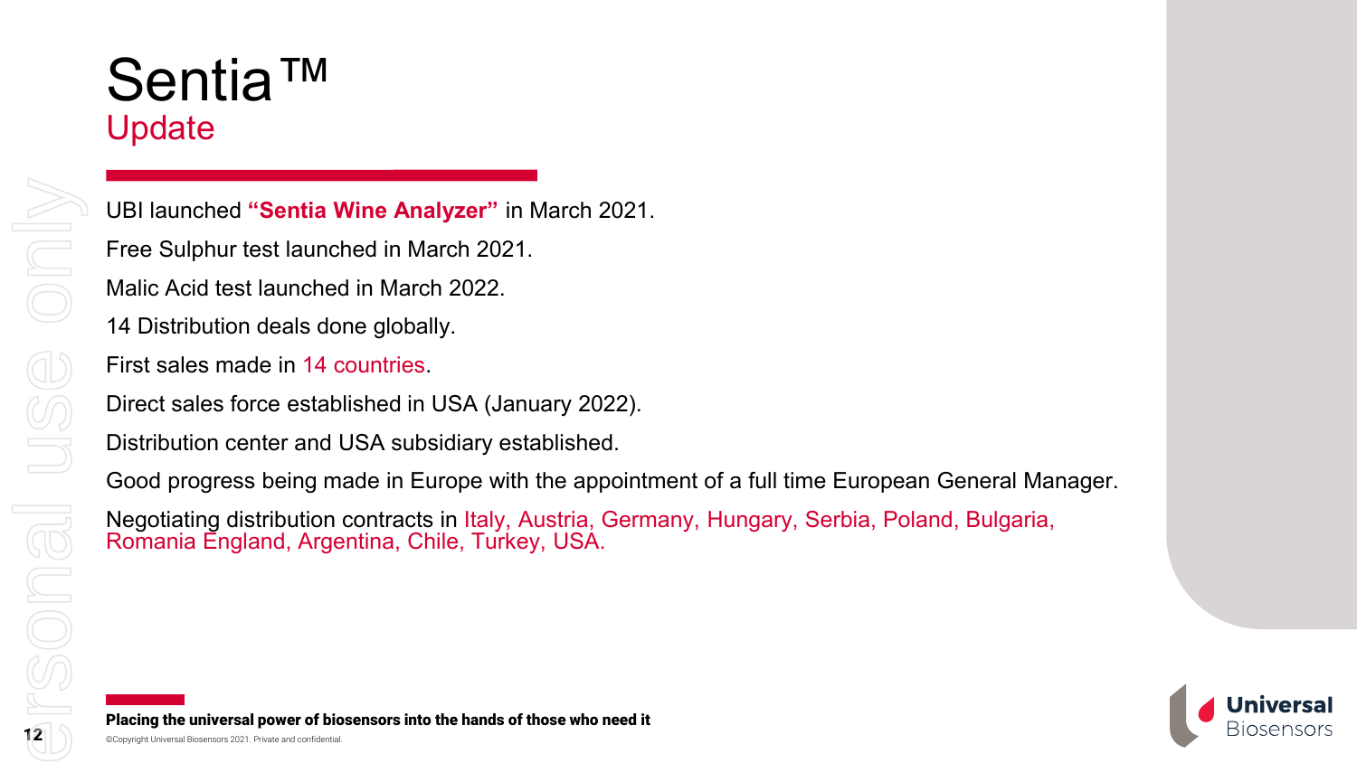# Sentia™

## Update

UBI launched **"Sentia Wine Analyzer"** in March 2021.

Free Sulphur test launched in March 2021.

Malic Acid test launched in March 2022.

14 Distribution deals done globally.

First sales made in 14 countries.

Direct sales force established in USA (January 2022).

Distribution center and USA subsidiary established.

Good progress being made in Europe with the appointment of a full time European General Manager.

Negotiating distribution contracts in Italy, Austria, Germany, Hungary, Serbia, Poland, Bulgaria, Romania England, Argentina, Chile, Turkey, USA.

**Placing the universal power of biosensors into the hands of those who need it**

©Copyright Universal Biosensors 2021. Private and confidential.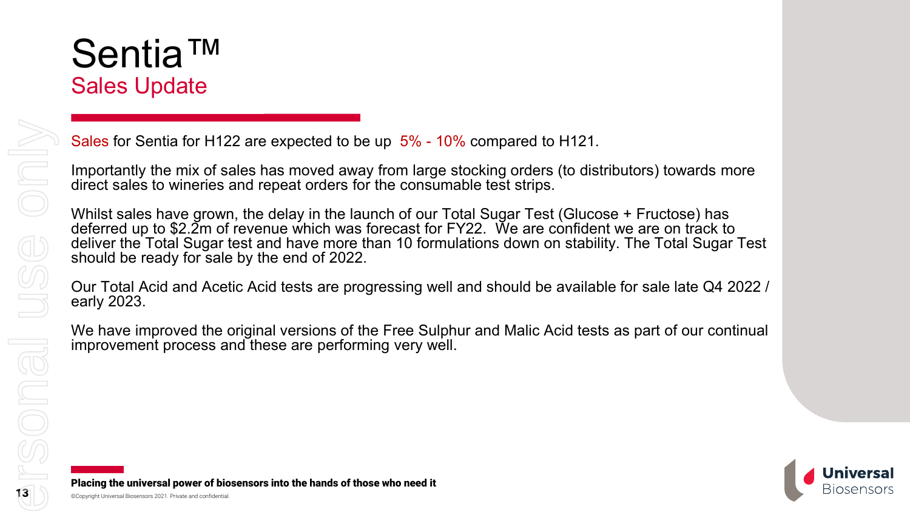# Sentia™

## Sales Update

Sales for Sentia for H122 are expected to be up 5% - 10% compared to H121.

Importantly the mix of sales has moved away from large stocking orders (to distributors) towards more direct sales to wineries and repeat orders for the consumable test strips.

Whilst sales have grown, the delay in the launch of our Total Sugar Test (Glucose + Fructose) has deferred up to $2.2m of revenue which was forecast for FY22. We are confident we are on track to deliver the Total Sugar test and have more than 10 formulations down on stability. The Total Sugar Test should be ready for sale by the end of 2022.

Our Total Acid and Acetic Acid tests are progressing well and should be available for sale late Q4 2022 / early 2023.

We have improved the original versions of the Free Sulphur and Malic Acid tests as part of our continual improvement process and these are performing very well.

**Placing the universal power of biosensors into the hands of those who need it**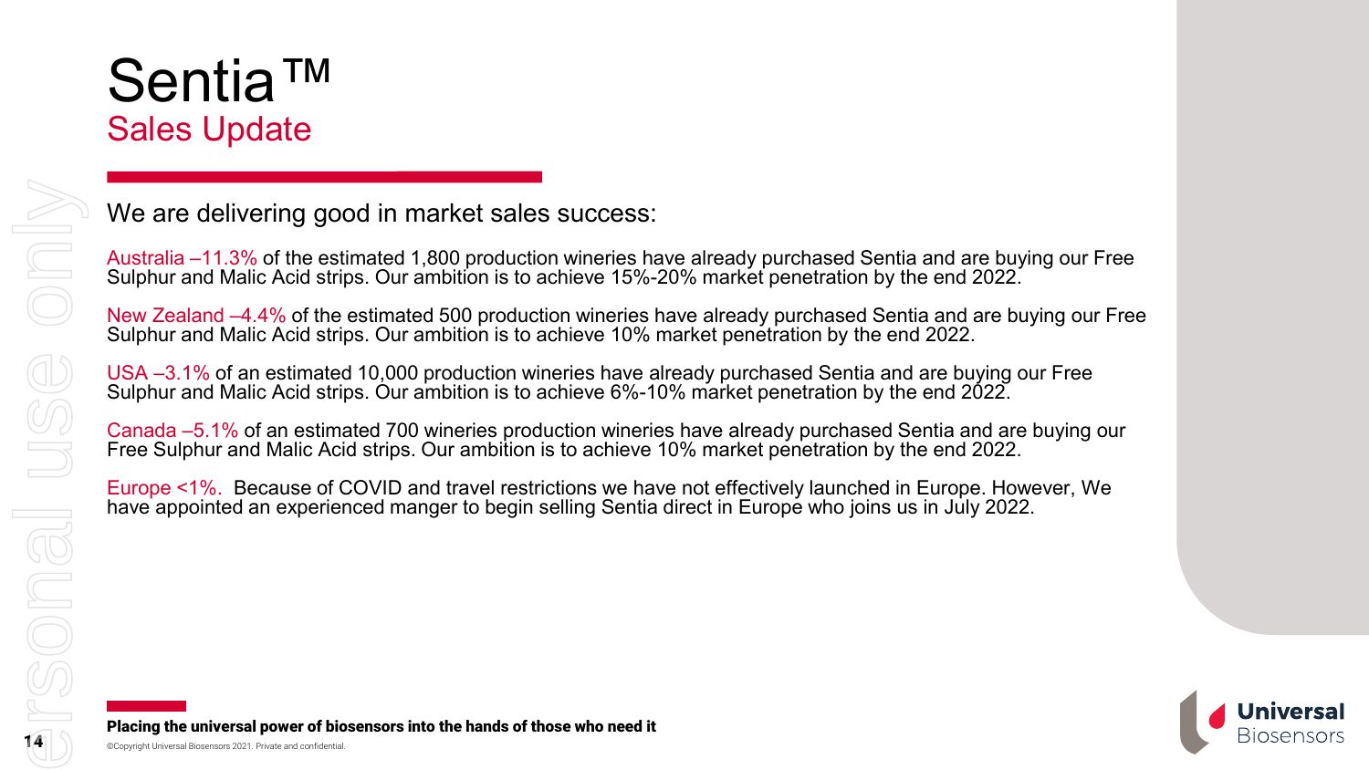# Sentia™

## Sales Update

We are delivering good in market sales success:

Australia –11.3% of the estimated 1,800 production wineries have already purchased Sentia and are buying our Free Sulphur and Malic Acid strips. Our ambition is to achieve 15%-20% market penetration by the end 2022.

New Zealand –4.4% of the estimated 500 production wineries have already purchased Sentia and are buying our Free Sulphur and Malic Acid strips. Our ambition is to achieve 10% market penetration by the end 2022.

USA –3.1% of an estimated 10,000 production wineries have already purchased Sentia and are buying our Free Sulphur and Malic Acid strips. Our ambition is to achieve 6%-10% market penetration by the end 2022.

Canada –5.1% of an estimated 700 wineries production wineries have already purchased Sentia and are buying our Free Sulphur and Malic Acid strips. Our ambition is to achieve 10% market penetration by the end 2022.

Europe <1%. Because of COVID and travel restrictions we have not effectively launched in Europe. However, We have appointed an experienced manger to begin selling Sentia direct in Europe who joins us in July 2022.

**Placing the universal power of biosensors into the hands of those who need it**

©Copyright Universal Biosensors 2021. Private and confidential.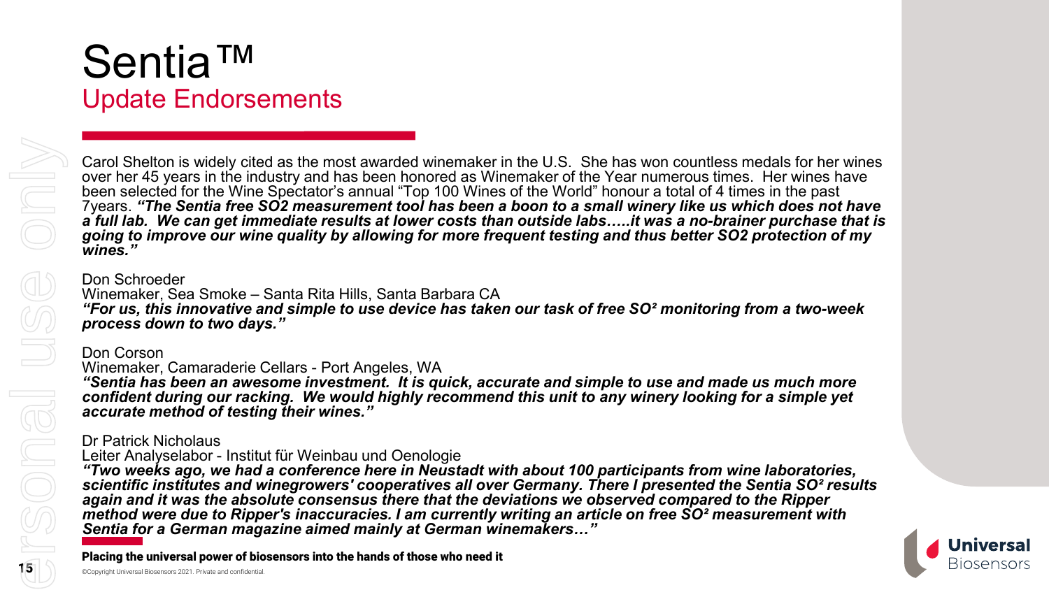# Sentia™

## Update Endorsements

Carol Shelton is widely cited as the most awarded winemaker in the U.S. She has won countless medals for her wines over her 45 years in the industry and has been honored as Winemaker of the Year numerous times. Her wines have been selected for the Wine Spectator's annual "Top 100 Wines of the World" honour a total of 4 times in the past 7years. ***"The Sentia free SO2 measurement tool has been a boon to a small winery like us which does not have a full lab. We can get immediate results at lower costs than outside labs…..it was a no-brainer purchase that is going to improve our wine quality by allowing for more frequent testing and thus better SO2 protection of my wines."***

Don Schroeder
Winemaker, Sea Smoke – Santa Rita Hills, Santa Barbara CA
***"For us, this innovative and simple to use device has taken our task of free $SO^2$ monitoring from a two-week process down to two days."***

Don Corson
Winemaker, Camaraderie Cellars - Port Angeles, WA
***"Sentia has been an awesome investment. It is quick, accurate and simple to use and made us much more confident during our racking. We would highly recommend this unit to any winery looking for a simple yet accurate method of testing their wines."***

Dr Patrick Nicholaus
Leiter Analyselabor - Institut für Weinbau und Oenologie
***"Two weeks ago, we had a conference here in Neustadt with about 100 participants from wine laboratories, scientific institutes and winegrowers' cooperatives all over Germany. There I presented the Sentia $SO^2$ results again and it was the absolute consensus there that the deviations we observed compared to the Ripper method were due to Ripper's inaccuracies. I am currently writing an article on free $SO^2$ measurement with Sentia for a German magazine aimed mainly at German winemakers…"***

**Placing the universal power of biosensors into the hands of those who need it**

©Copyright Universal Biosensors 2021. Private and confidential.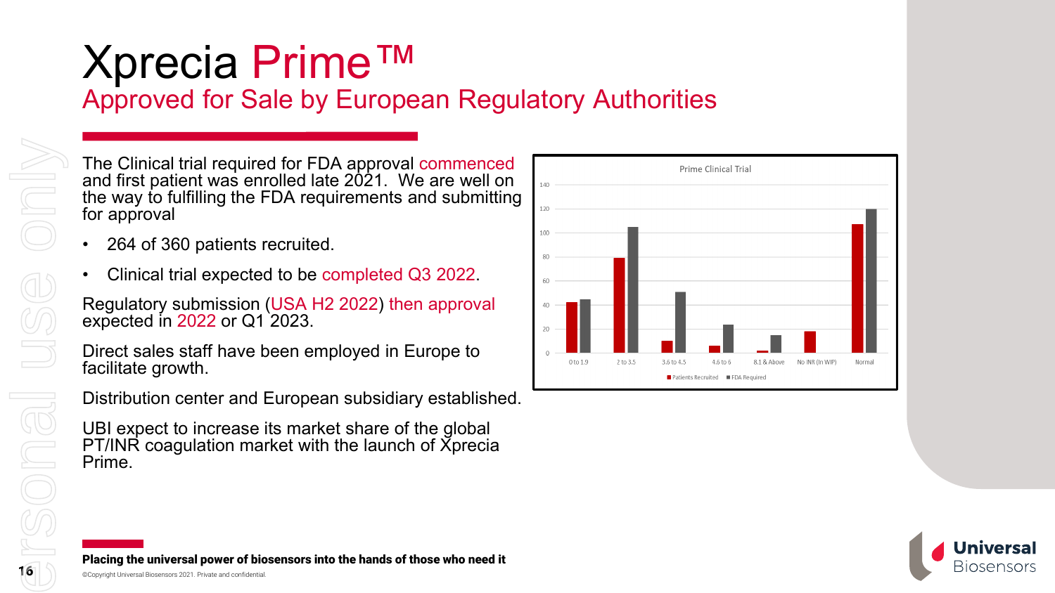# Xprecia Prime™

## Approved for Sale by European Regulatory Authorities

The Clinical trial required for FDA approval commenced and first patient was enrolled late 2021. We are well on the way to fulfilling the FDA requirements and submitting for approval

- 264 of 360 patients recruited.
- Clinical trial expected to be completed Q3 2022.

Regulatory submission (USA H2 2022) then approval expected in 2022 or Q1 2023.

Direct sales staff have been employed in Europe to facilitate growth.

Distribution center and European subsidiary established.

UBI expect to increase its market share of the global PT/INR coagulation market with the launch of Xprecia Prime.

**Prime Clinical Trial**

| | Patients Recruited | FDA Required |
|---|---|---|
| 0 to 1.9 | 42 | 45 |
| 2 to 3.5 | 79 | 105 |
| 3.6 to 4.5 | 10 | 51 |
| 4.6 to 6 | 6 | 24 |
| 6.1 & Above | 2 | 15 |
| No INR (In WIP) | 18 | |
| Normal | 107 | 120 |

**Placing the universal power of biosensors into the hands of those who need it**

©Copyright Universal Biosensors 2021. Private and confidential.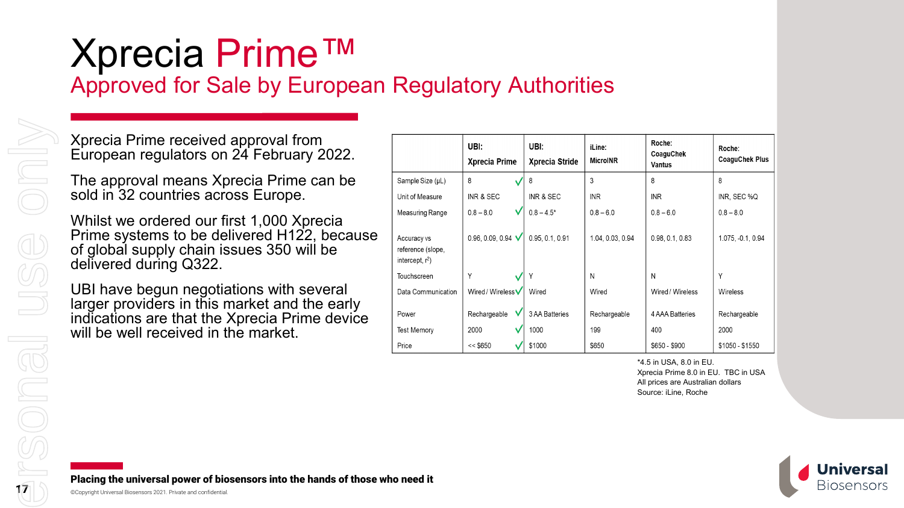# Xprecia Prime™

## Approved for Sale by European Regulatory Authorities

Xprecia Prime received approval from European regulators on 24 February 2022.

The approval means Xprecia Prime can be sold in 32 countries across Europe.

Whilst we ordered our first 1,000 Xprecia Prime systems to be delivered H122, because of global supply chain issues 350 will be delivered during Q322.

UBI have begun negotiations with several larger providers in this market and the early indications are that the Xprecia Prime device will be well received in the market.

| | UBI: Xprecia Prime | UBI: Xprecia Stride | iLine: MicroINR | Roche: CoaguChek Vantus | Roche: CoaguChek Plus |
|---|---|---|---|---|---|
| Sample Size (µL) | 8 ✓ | 8 | 3 | 8 | 8 |
| Unit of Measure | INR & SEC | INR & SEC | INR | INR | INR, SEC %Q |
| Measuring Range | 0.8 – 8.0 ✓ | 0.8 – 4.5* | 0.8 – 6.0 | 0.8 – 6.0 | 0.8 – 8.0 |
| Accuracy vs reference (slope, intercept, $r^2$) | 0.96, 0.09, 0.94 ✓ | 0.95, 0.1, 0.91 | 1.04, 0.03, 0.94 | 0.98, 0.1, 0.83 | 1.075, -0.1, 0.94 |
| Touchscreen | Y ✓ | Y | N | N | Y |
| Data Communication | Wired / Wireless ✓ | Wired | Wired | Wired / Wireless | Wireless |
| Power | Rechargeable ✓ | 3 AA Batteries | Rechargeable | 4 AAA Batteries | Rechargeable |
| Test Memory | 2000 ✓ | 1000 | 199 | 400 | 2000 |
| Price | << $650 ✓ | $1000 | $650 | $650 - $900 | $1050 - $1550 |

*4.5 in USA, 8.0 in EU.
Xprecia Prime 8.0 in EU. TBC in USA
All prices are Australian dollars
Source: iLine, Roche

**Placing the universal power of biosensors into the hands of those who need it**

©Copyright Universal Biosensors 2021. Private and confidential.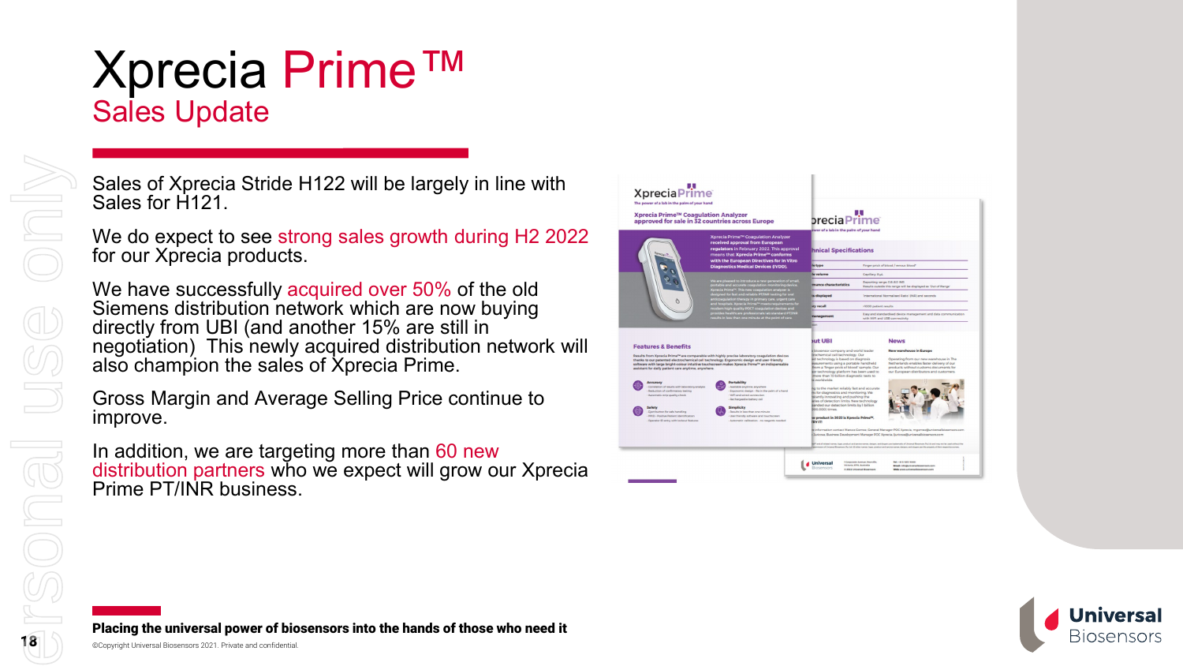# Xprecia Prime™

## Sales Update

Sales of Xprecia Stride H122 will be largely in line with Sales for H121.

We do expect to see strong sales growth during H2 2022 for our Xprecia products.

We have successfully acquired over 50% of the old Siemens distribution network which are now buying directly from UBI (and another 15% are still in negotiation) This newly acquired distribution network will also champion the sales of Xprecia Prime.

Gross Margin and Average Selling Price continue to improve.

In addition, we are targeting more than 60 new distribution partners who we expect will grow our Xprecia Prime PT/INR business.

**Placing the universal power of biosensors into the hands of those who need it**

©Copyright Universal Biosensors 2021. Private and confidential.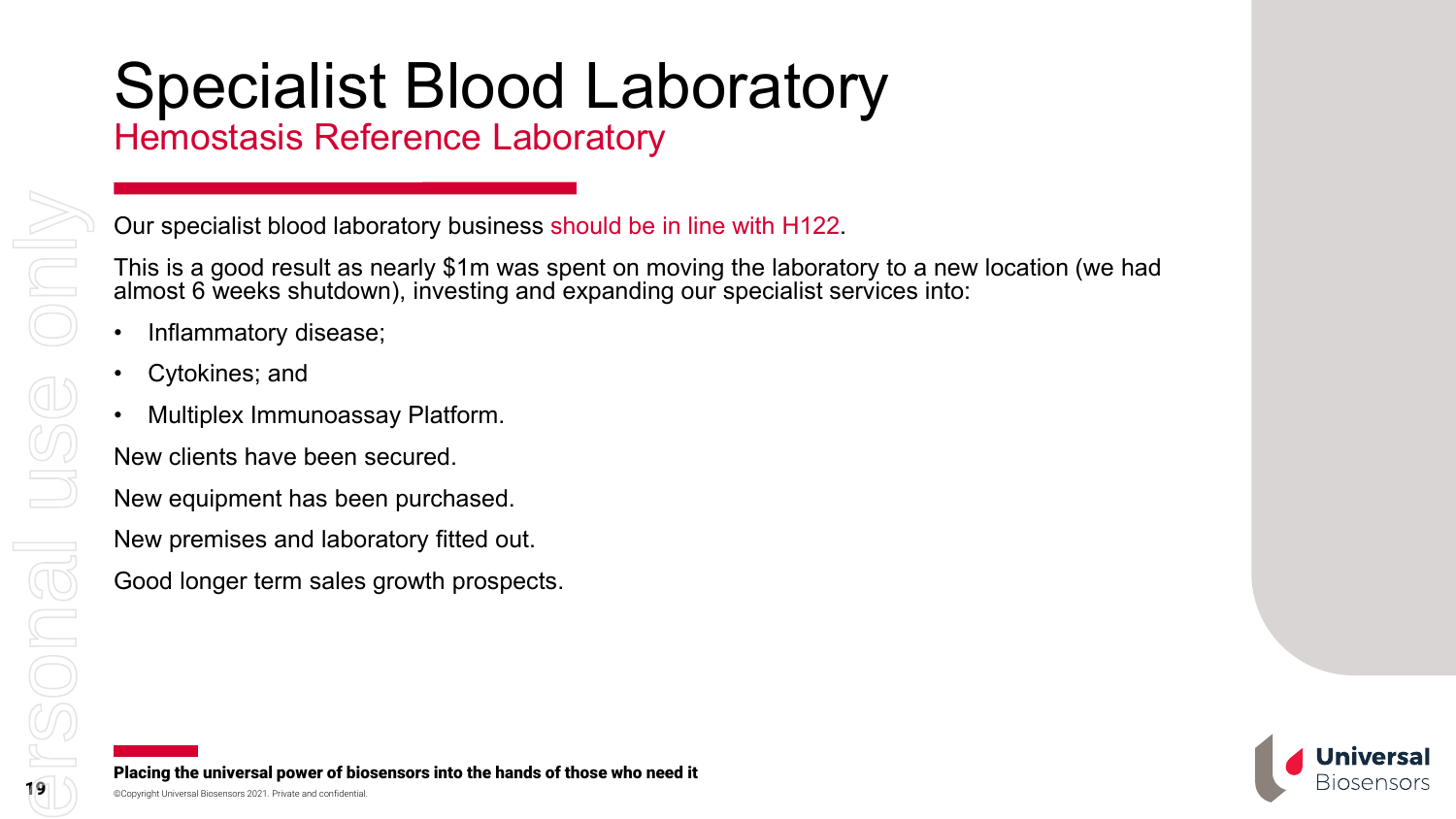# Specialist Blood Laboratory

## Hemostasis Reference Laboratory

Our specialist blood laboratory business should be in line with H122.

This is a good result as nearly $1m was spent on moving the laboratory to a new location (we had almost 6 weeks shutdown), investing and expanding our specialist services into:

- Inflammatory disease;
- Cytokines; and
- Multiplex Immunoassay Platform.

New clients have been secured.

New equipment has been purchased.

New premises and laboratory fitted out.

Good longer term sales growth prospects.

**Placing the universal power of biosensors into the hands of those who need it**

©Copyright Universal Biosensors 2021. Private and confidential.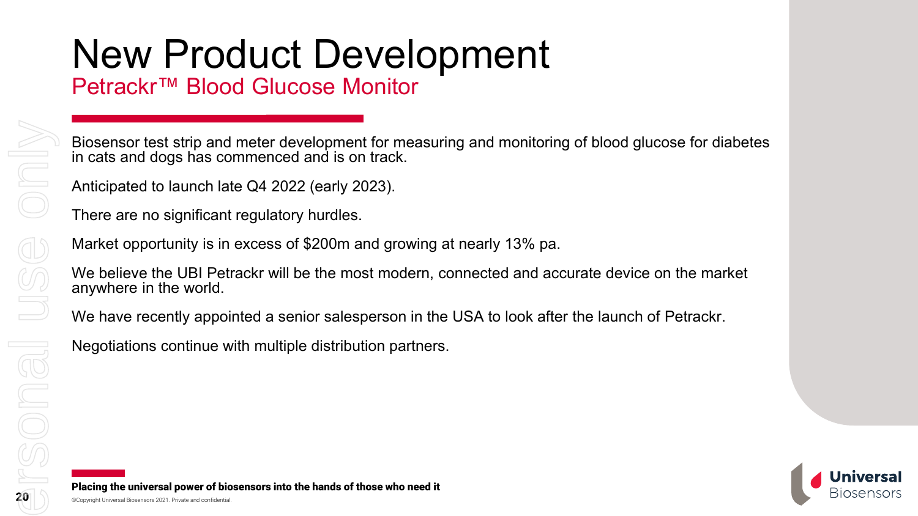# New Product Development

## Petrackr™ Blood Glucose Monitor

Biosensor test strip and meter development for measuring and monitoring of blood glucose for diabetes in cats and dogs has commenced and is on track.

Anticipated to launch late Q4 2022 (early 2023).

There are no significant regulatory hurdles.

Market opportunity is in excess of $200m and growing at nearly 13% pa.

We believe the UBI Petrackr will be the most modern, connected and accurate device on the market anywhere in the world.

We have recently appointed a senior salesperson in the USA to look after the launch of Petrackr.

Negotiations continue with multiple distribution partners.

**Placing the universal power of biosensors into the hands of those who need it**

©Copyright Universal Biosensors 2021. Private and confidential.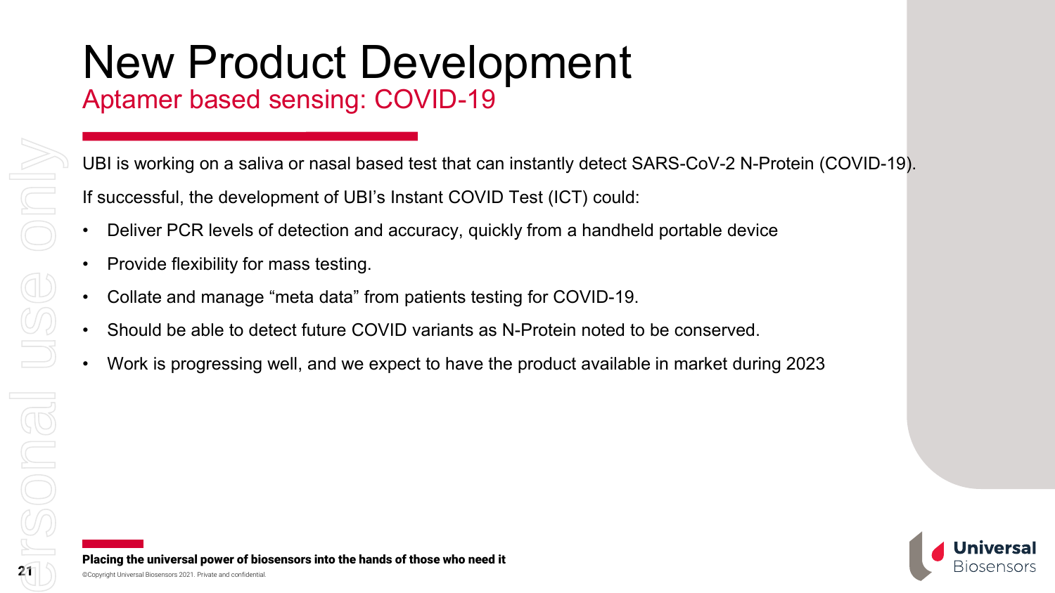# New Product Development

## Aptamer based sensing: COVID-19

UBI is working on a saliva or nasal based test that can instantly detect SARS-CoV-2 N-Protein (COVID-19).

If successful, the development of UBI's Instant COVID Test (ICT) could:

- Deliver PCR levels of detection and accuracy, quickly from a handheld portable device
- Provide flexibility for mass testing.
- Collate and manage "meta data" from patients testing for COVID-19.
- Should be able to detect future COVID variants as N-Protein noted to be conserved.
- Work is progressing well, and we expect to have the product available in market during 2023

**Placing the universal power of biosensors into the hands of those who need it**

©Copyright Universal Biosensors 2021. Private and confidential.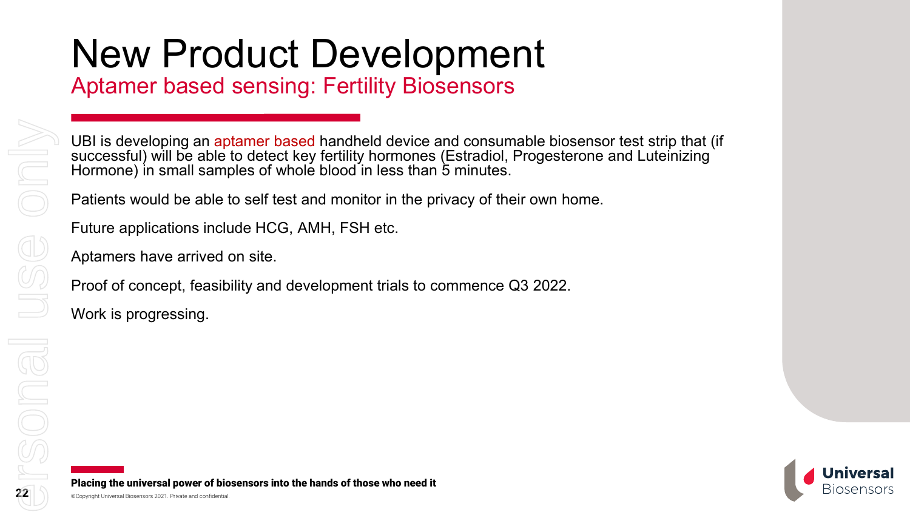# New Product Development

## Aptamer based sensing: Fertility Biosensors

UBI is developing an aptamer based handheld device and consumable biosensor test strip that (if successful) will be able to detect key fertility hormones (Estradiol, Progesterone and Luteinizing Hormone) in small samples of whole blood in less than 5 minutes.

Patients would be able to self test and monitor in the privacy of their own home.

Future applications include HCG, AMH, FSH etc.

Aptamers have arrived on site.

Proof of concept, feasibility and development trials to commence Q3 2022.

Work is progressing.

**Placing the universal power of biosensors into the hands of those who need it**

©Copyright Universal Biosensors 2021. Private and confidential.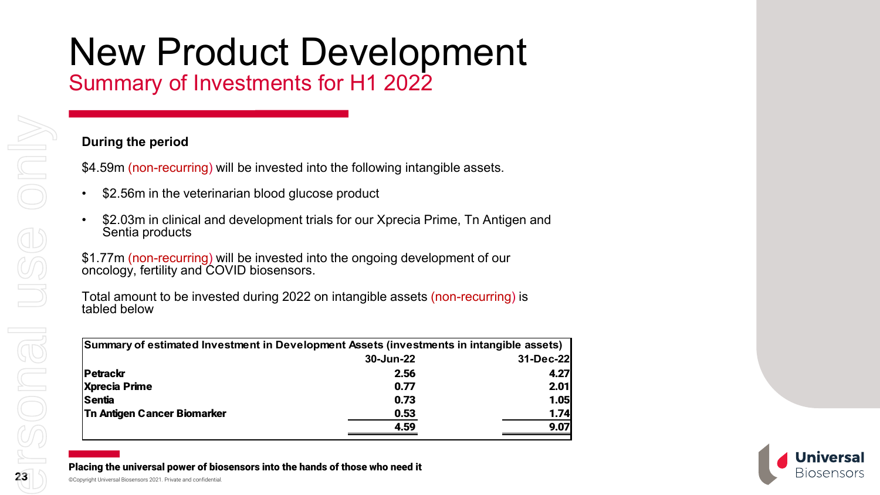# New Product Development

## Summary of Investments for H1 2022

**During the period**

$4.59m (non-recurring) will be invested into the following intangible assets.

- $2.56m in the veterinarian blood glucose product
- $2.03m in clinical and development trials for our Xprecia Prime, Tn Antigen and Sentia products

$1.77m (non-recurring) will be invested into the ongoing development of our oncology, fertility and COVID biosensors.

Total amount to be invested during 2022 on intangible assets (non-recurring) is tabled below

| **Summary of estimated Investment in Development Assets (investments in intangible assets)** | | |
|---|---|---|
| | **30-Jun-22** | **31-Dec-22** |
| **Petrackr** | **2.56** | **4.27** |
| **Xprecia Prime** | **0.77** | **2.01** |
| **Sentia** | **0.73** | **1.05** |
| **Tn Antigen Cancer Biomarker** | **0.53** | **1.74** |
| | **4.59** | **9.07** |

**Placing the universal power of biosensors into the hands of those who need it**

©Copyright Universal Biosensors 2021. Private and confidential.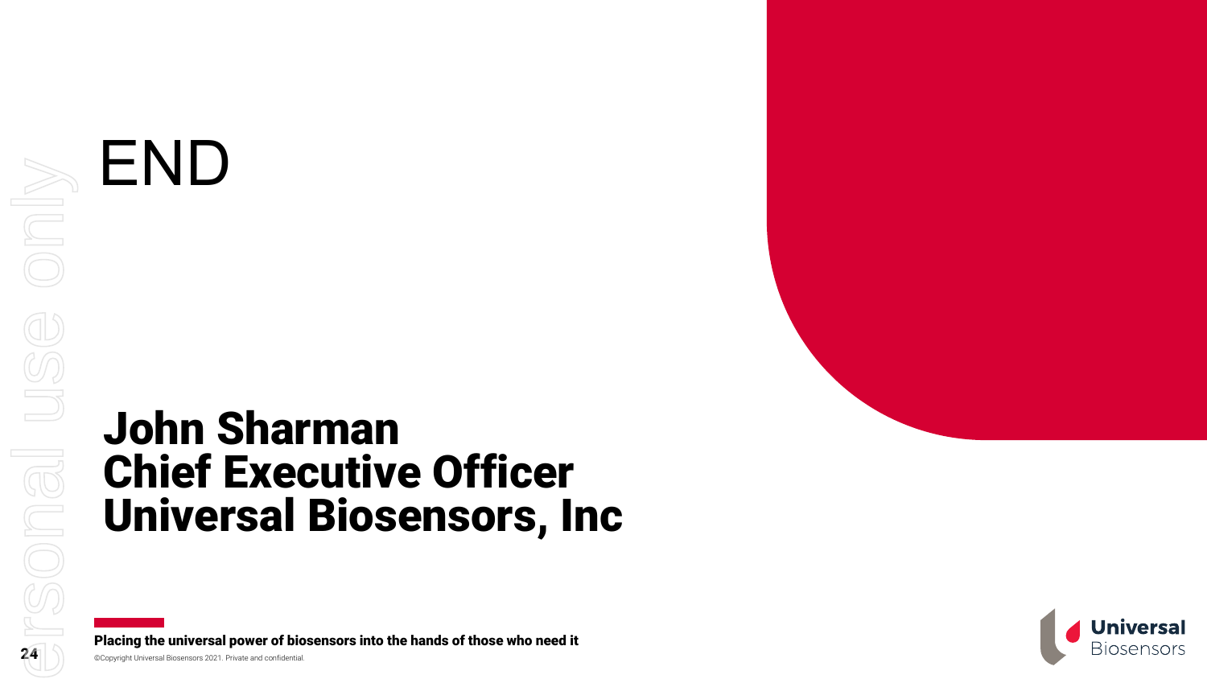# END

## John Sharman
## Chief Executive Officer
## Universal Biosensors, Inc

**Placing the universal power of biosensors into the hands of those who need it**

©Copyright Universal Biosensors 2021. Private and confidential.